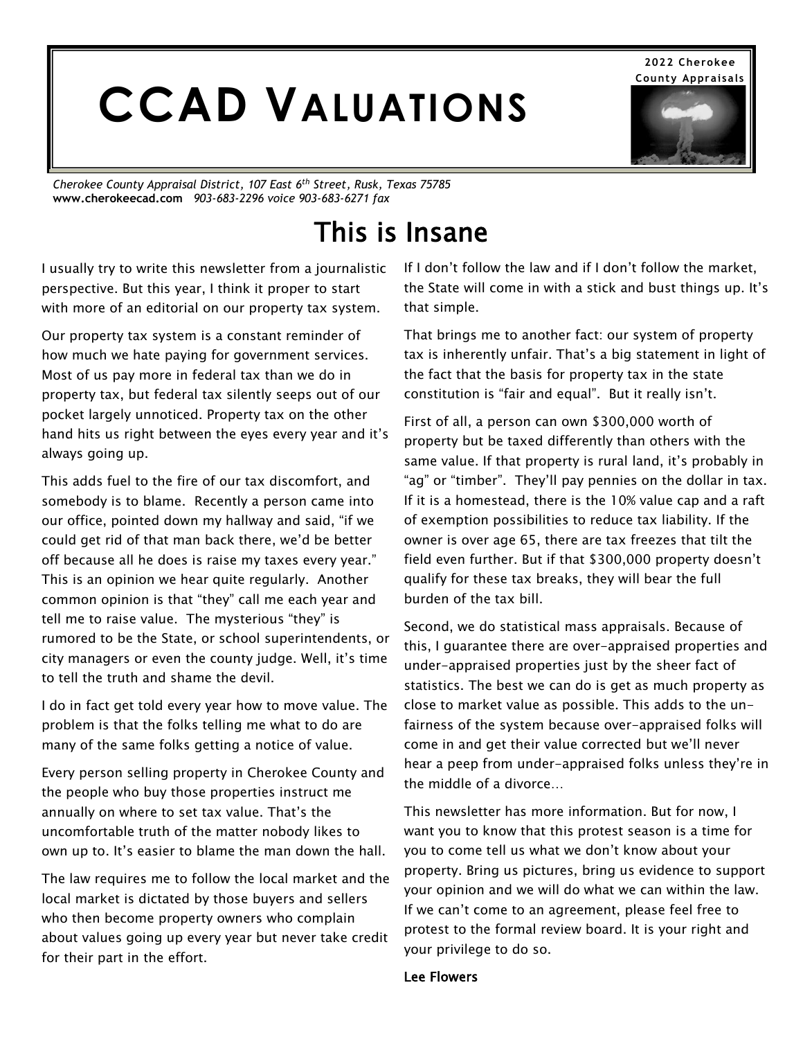# CCAD VALUATIONS

**2022 Cherokee County Appraisals**

*Cherokee County Appraisal District, 107 East 6th Street, Rusk, Texas 75785*
**www.cherokeecad.com** *903-683-2296 voice 903-683-6271 fax*

## This is Insane

I usually try to write this newsletter from a journalistic perspective. But this year, I think it proper to start with more of an editorial on our property tax system.

Our property tax system is a constant reminder of how much we hate paying for government services. Most of us pay more in federal tax than we do in property tax, but federal tax silently seeps out of our pocket largely unnoticed. Property tax on the other hand hits us right between the eyes every year and it's always going up.

This adds fuel to the fire of our tax discomfort, and somebody is to blame. Recently a person came into our office, pointed down my hallway and said, "if we could get rid of that man back there, we'd be better off because all he does is raise my taxes every year." This is an opinion we hear quite regularly. Another common opinion is that "they" call me each year and tell me to raise value. The mysterious "they" is rumored to be the State, or school superintendents, or city managers or even the county judge. Well, it's time to tell the truth and shame the devil.

I do in fact get told every year how to move value. The problem is that the folks telling me what to do are many of the same folks getting a notice of value.

Every person selling property in Cherokee County and the people who buy those properties instruct me annually on where to set tax value. That's the uncomfortable truth of the matter nobody likes to own up to. It's easier to blame the man down the hall.

The law requires me to follow the local market and the local market is dictated by those buyers and sellers who then become property owners who complain about values going up every year but never take credit for their part in the effort.

If I don't follow the law and if I don't follow the market, the State will come in with a stick and bust things up. It's that simple.

That brings me to another fact: our system of property tax is inherently unfair. That's a big statement in light of the fact that the basis for property tax in the state constitution is "fair and equal". But it really isn't.

First of all, a person can own $300,000 worth of property but be taxed differently than others with the same value. If that property is rural land, it's probably in "ag" or "timber". They'll pay pennies on the dollar in tax. If it is a homestead, there is the 10% value cap and a raft of exemption possibilities to reduce tax liability. If the owner is over age 65, there are tax freezes that tilt the field even further. But if that $300,000 property doesn't qualify for these tax breaks, they will bear the full burden of the tax bill.

Second, we do statistical mass appraisals. Because of this, I guarantee there are over-appraised properties and under-appraised properties just by the sheer fact of statistics. The best we can do is get as much property as close to market value as possible. This adds to the unfairness of the system because over-appraised folks will come in and get their value corrected but we'll never hear a peep from under-appraised folks unless they're in the middle of a divorce…

This newsletter has more information. But for now, I want you to know that this protest season is a time for you to come tell us what we don't know about your property. Bring us pictures, bring us evidence to support your opinion and we will do what we can within the law. If we can't come to an agreement, please feel free to protest to the formal review board. It is your right and your privilege to do so.

**Lee Flowers**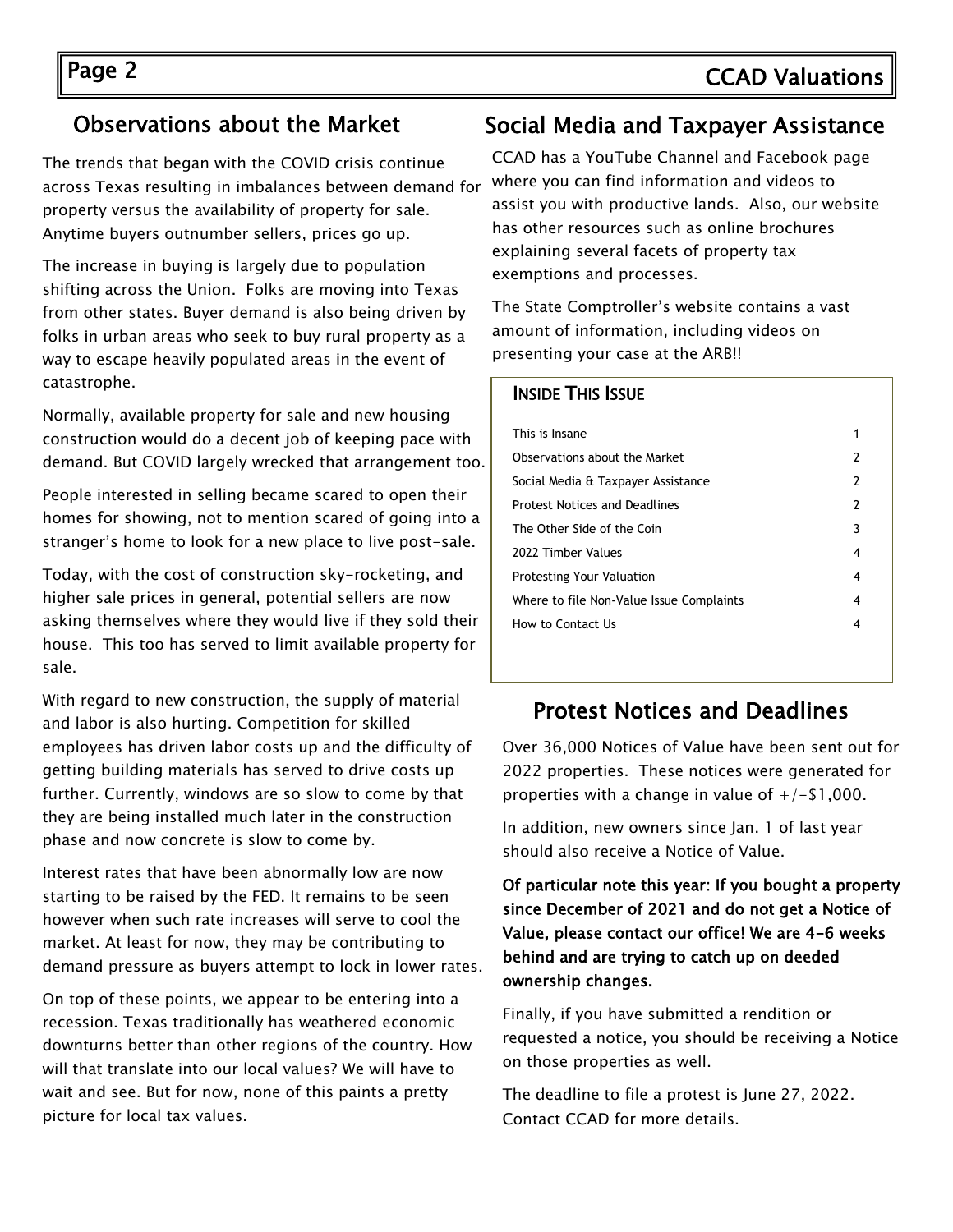## Observations about the Market

The trends that began with the COVID crisis continue across Texas resulting in imbalances between demand for property versus the availability of property for sale. Anytime buyers outnumber sellers, prices go up.

The increase in buying is largely due to population shifting across the Union. Folks are moving into Texas from other states. Buyer demand is also being driven by folks in urban areas who seek to buy rural property as a way to escape heavily populated areas in the event of catastrophe.

Normally, available property for sale and new housing construction would do a decent job of keeping pace with demand. But COVID largely wrecked that arrangement too.

People interested in selling became scared to open their homes for showing, not to mention scared of going into a stranger's home to look for a new place to live post-sale.

Today, with the cost of construction sky-rocketing, and higher sale prices in general, potential sellers are now asking themselves where they would live if they sold their house. This too has served to limit available property for sale.

With regard to new construction, the supply of material and labor is also hurting. Competition for skilled employees has driven labor costs up and the difficulty of getting building materials has served to drive costs up further. Currently, windows are so slow to come by that they are being installed much later in the construction phase and now concrete is slow to come by.

Interest rates that have been abnormally low are now starting to be raised by the FED. It remains to be seen however when such rate increases will serve to cool the market. At least for now, they may be contributing to demand pressure as buyers attempt to lock in lower rates.

On top of these points, we appear to be entering into a recession. Texas traditionally has weathered economic downturns better than other regions of the country. How will that translate into our local values? We will have to wait and see. But for now, none of this paints a pretty picture for local tax values.

## Social Media and Taxpayer Assistance

CCAD has a YouTube Channel and Facebook page where you can find information and videos to assist you with productive lands. Also, our website has other resources such as online brochures explaining several facets of property tax exemptions and processes.

The State Comptroller's website contains a vast amount of information, including videos on presenting your case at the ARB!!

### Inside This Issue

| | |
|---|---|
| This is Insane | 1 |
| Observations about the Market | 2 |
| Social Media & Taxpayer Assistance | 2 |
| Protest Notices and Deadlines | 2 |
| The Other Side of the Coin | 3 |
| 2022 Timber Values | 4 |
| Protesting Your Valuation | 4 |
| Where to file Non-Value Issue Complaints | 4 |
| How to Contact Us | 4 |

## Protest Notices and Deadlines

Over 36,000 Notices of Value have been sent out for 2022 properties. These notices were generated for properties with a change in value of +/-$1,000.

In addition, new owners since Jan. 1 of last year should also receive a Notice of Value.

**Of particular note this year: If you bought a property since December of 2021 and do not get a Notice of Value, please contact our office! We are 4-6 weeks behind and are trying to catch up on deeded ownership changes.**

Finally, if you have submitted a rendition or requested a notice, you should be receiving a Notice on those properties as well.

The deadline to file a protest is June 27, 2022. Contact CCAD for more details.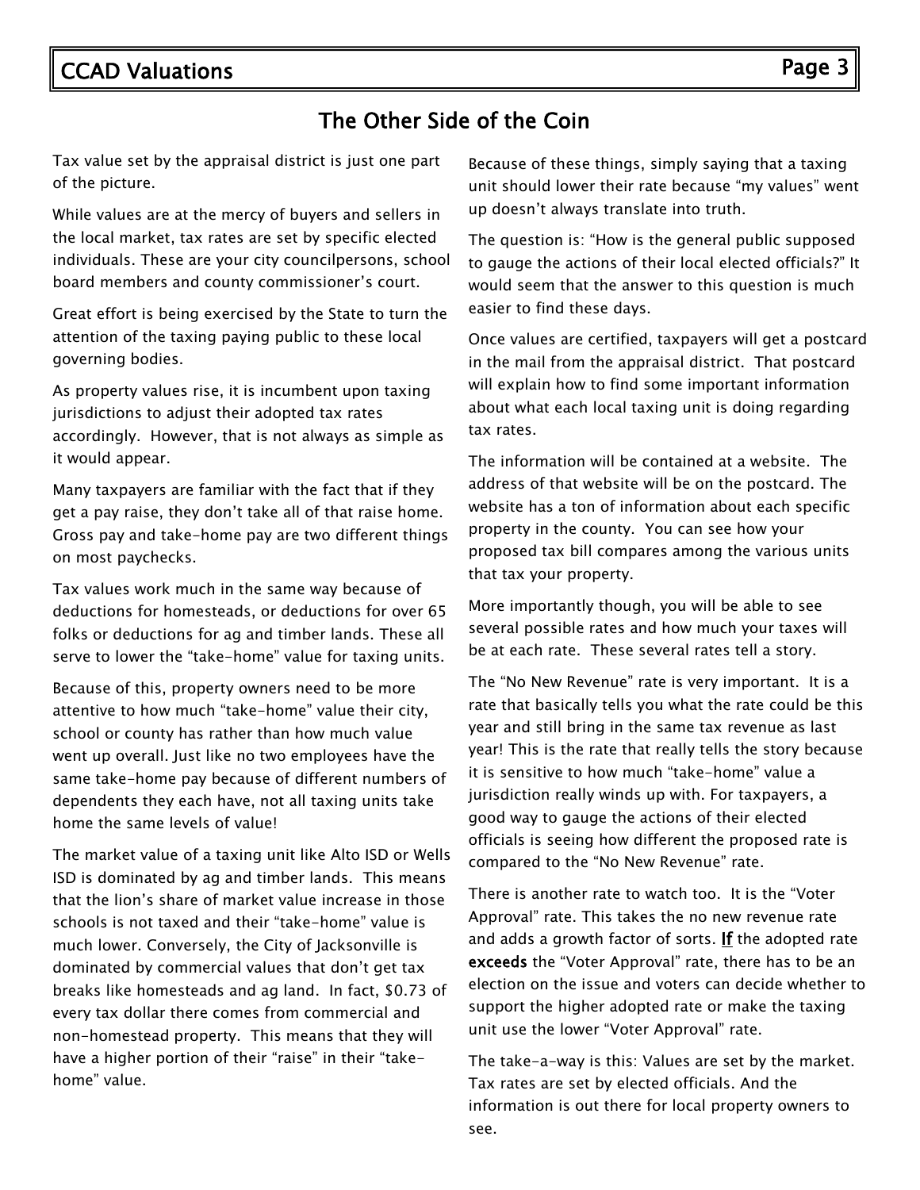## The Other Side of the Coin

Tax value set by the appraisal district is just one part of the picture.

While values are at the mercy of buyers and sellers in the local market, tax rates are set by specific elected individuals. These are your city councilpersons, school board members and county commissioner's court.

Great effort is being exercised by the State to turn the attention of the taxing paying public to these local governing bodies.

As property values rise, it is incumbent upon taxing jurisdictions to adjust their adopted tax rates accordingly. However, that is not always as simple as it would appear.

Many taxpayers are familiar with the fact that if they get a pay raise, they don't take all of that raise home. Gross pay and take-home pay are two different things on most paychecks.

Tax values work much in the same way because of deductions for homesteads, or deductions for over 65 folks or deductions for ag and timber lands. These all serve to lower the "take-home" value for taxing units.

Because of this, property owners need to be more attentive to how much "take-home" value their city, school or county has rather than how much value went up overall. Just like no two employees have the same take-home pay because of different numbers of dependents they each have, not all taxing units take home the same levels of value!

The market value of a taxing unit like Alto ISD or Wells ISD is dominated by ag and timber lands. This means that the lion's share of market value increase in those schools is not taxed and their "take-home" value is much lower. Conversely, the City of Jacksonville is dominated by commercial values that don't get tax breaks like homesteads and ag land. In fact, $0.73 of every tax dollar there comes from commercial and non-homestead property. This means that they will have a higher portion of their "raise" in their "take-home" value.

Because of these things, simply saying that a taxing unit should lower their rate because "my values" went up doesn't always translate into truth.

The question is: "How is the general public supposed to gauge the actions of their local elected officials?" It would seem that the answer to this question is much easier to find these days.

Once values are certified, taxpayers will get a postcard in the mail from the appraisal district. That postcard will explain how to find some important information about what each local taxing unit is doing regarding tax rates.

The information will be contained at a website. The address of that website will be on the postcard. The website has a ton of information about each specific property in the county. You can see how your proposed tax bill compares among the various units that tax your property.

More importantly though, you will be able to see several possible rates and how much your taxes will be at each rate. These several rates tell a story.

The "No New Revenue" rate is very important. It is a rate that basically tells you what the rate could be this year and still bring in the same tax revenue as last year! This is the rate that really tells the story because it is sensitive to how much "take-home" value a jurisdiction really winds up with. For taxpayers, a good way to gauge the actions of their elected officials is seeing how different the proposed rate is compared to the "No New Revenue" rate.

There is another rate to watch too. It is the "Voter Approval" rate. This takes the no new revenue rate and adds a growth factor of sorts. **If** the adopted rate **exceeds** the "Voter Approval" rate, there has to be an election on the issue and voters can decide whether to support the higher adopted rate or make the taxing unit use the lower "Voter Approval" rate.

The take-a-way is this: Values are set by the market. Tax rates are set by elected officials. And the information is out there for local property owners to see.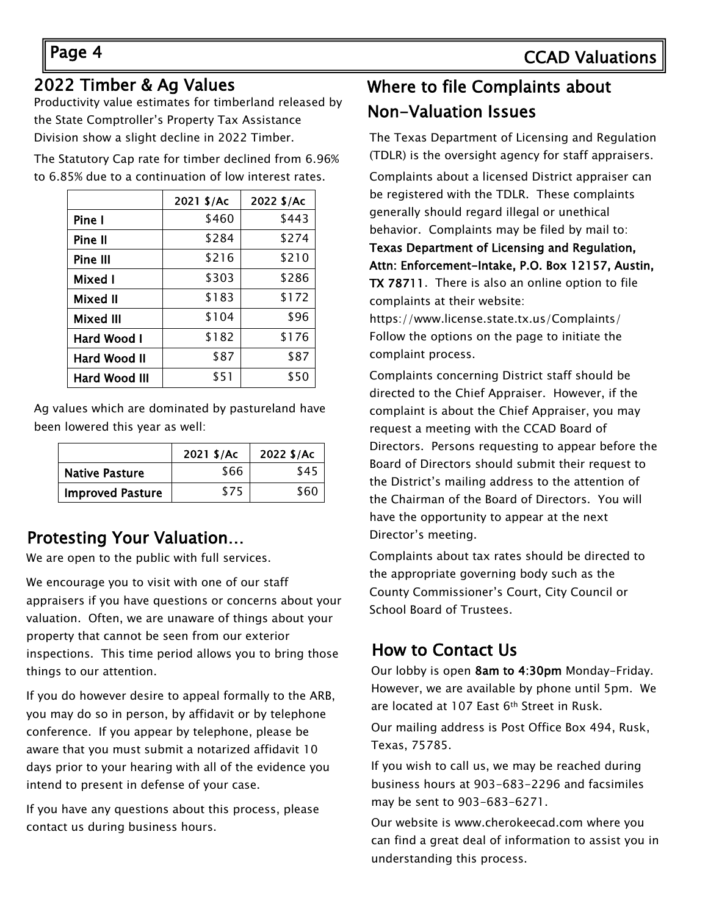## 2022 Timber & Ag Values

Productivity value estimates for timberland released by the State Comptroller's Property Tax Assistance Division show a slight decline in 2022 Timber.

The Statutory Cap rate for timber declined from 6.96% to 6.85% due to a continuation of low interest rates.

| | 2021 $/Ac | 2022 $/Ac |
|---|---|---|
| **Pine I** | $460 | $443 |
| **Pine II** | $284 | $274 |
| **Pine III** | $216 | $210 |
| **Mixed I** | $303 | $286 |
| **Mixed II** | $183 | $172 |
| **Mixed III** | $104 | $96 |
| **Hard Wood I** | $182 | $176 |
| **Hard Wood II** | $87 | $87 |
| **Hard Wood III** | $51 | $50 |

Ag values which are dominated by pastureland have been lowered this year as well:

| | 2021 $/Ac | 2022 $/Ac |
|---|---|---|
| **Native Pasture** | $66 | $45 |
| **Improved Pasture** | $75 | $60 |

## Protesting Your Valuation…

We are open to the public with full services.

We encourage you to visit with one of our staff appraisers if you have questions or concerns about your valuation. Often, we are unaware of things about your property that cannot be seen from our exterior inspections. This time period allows you to bring those things to our attention.

If you do however desire to appeal formally to the ARB, you may do so in person, by affidavit or by telephone conference. If you appear by telephone, please be aware that you must submit a notarized affidavit 10 days prior to your hearing with all of the evidence you intend to present in defense of your case.

If you have any questions about this process, please contact us during business hours.

## Where to file Complaints about Non-Valuation Issues

The Texas Department of Licensing and Regulation (TDLR) is the oversight agency for staff appraisers.

Complaints about a licensed District appraiser can be registered with the TDLR. These complaints generally should regard illegal or unethical behavior. Complaints may be filed by mail to: **Texas Department of Licensing and Regulation, Attn: Enforcement-Intake, P.O. Box 12157, Austin, TX 78711**. There is also an online option to file complaints at their website: https://www.license.state.tx.us/Complaints/ Follow the options on the page to initiate the complaint process.

Complaints concerning District staff should be directed to the Chief Appraiser. However, if the complaint is about the Chief Appraiser, you may request a meeting with the CCAD Board of Directors. Persons requesting to appear before the Board of Directors should submit their request to the District's mailing address to the attention of the Chairman of the Board of Directors. You will have the opportunity to appear at the next Director's meeting.

Complaints about tax rates should be directed to the appropriate governing body such as the County Commissioner's Court, City Council or School Board of Trustees.

## How to Contact Us

Our lobby is open **8am to 4:30pm** Monday-Friday. However, we are available by phone until 5pm. We are located at 107 East 6th Street in Rusk.

Our mailing address is Post Office Box 494, Rusk, Texas, 75785.

If you wish to call us, we may be reached during business hours at 903-683-2296 and facsimiles may be sent to 903-683-6271.

Our website is www.cherokeecad.com where you can find a great deal of information to assist you in understanding this process.